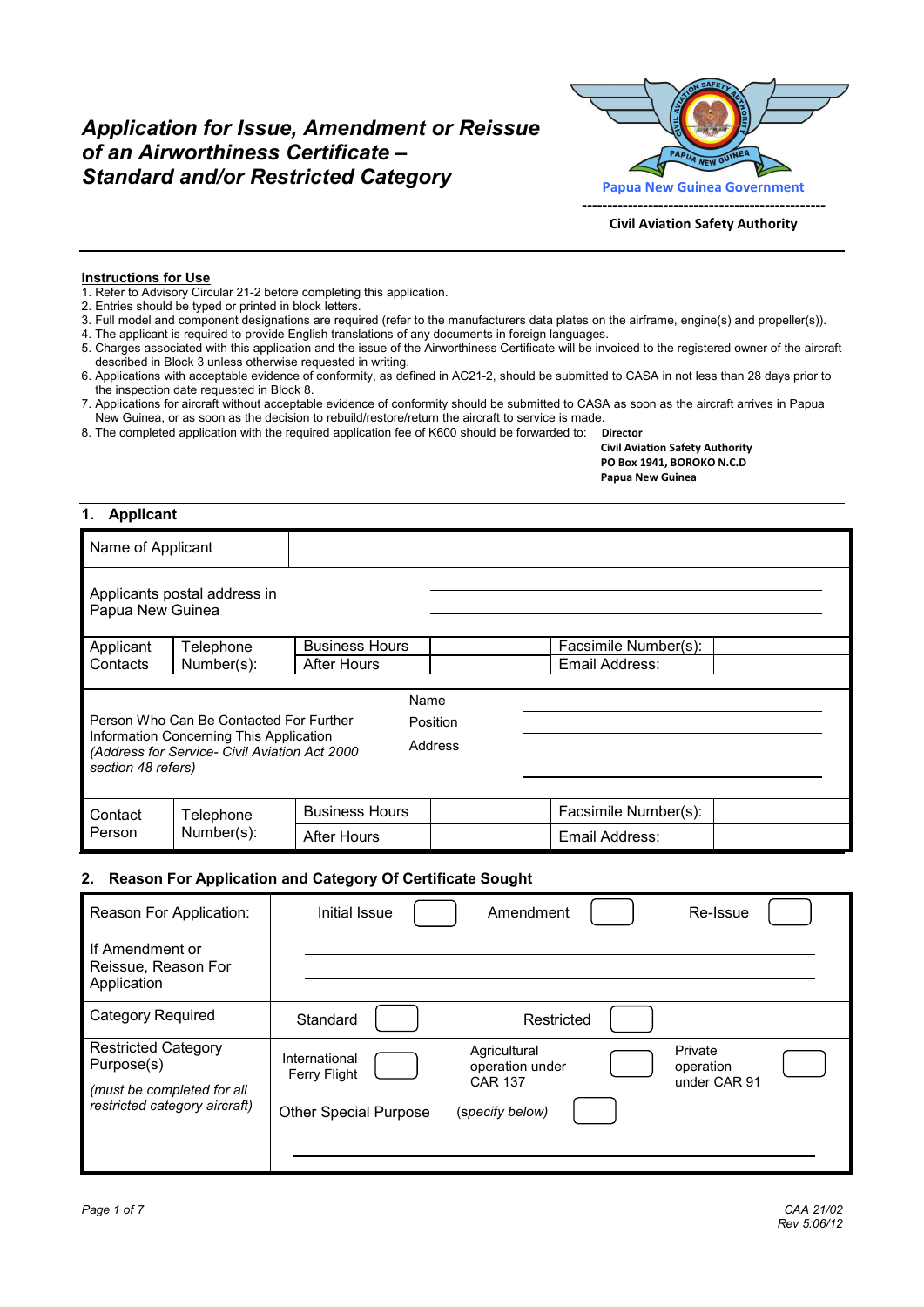# Application for Issue, Amendment or Reissue of an Airworthiness Certificate – Standard and/or Restricted Category

Papua New Guinea Government

Civil Aviation Safety Authority

**Instructions for Use**

1. Refer to Advisory Circular 21-2 before completing this application.
2. Entries should be typed or printed in block letters.
3. Full model and component designations are required (refer to the manufacturers data plates on the airframe, engine(s) and propeller(s)).
4. The applicant is required to provide English translations of any documents in foreign languages.
5. Charges associated with this application and the issue of the Airworthiness Certificate will be invoiced to the registered owner of the aircraft described in Block 3 unless otherwise requested in writing.
6. Applications with acceptable evidence of conformity, as defined in AC21-2, should be submitted to CASA in not less than 28 days prior to the inspection date requested in Block 8.
7. Applications for aircraft without acceptable evidence of conformity should be submitted to CASA as soon as the aircraft arrives in Papua New Guinea, or as soon as the decision to rebuild/restore/return the aircraft to service is made.
8. The completed application with the required application fee of K600 should be forwarded to: **Director**
   **Civil Aviation Safety Authority**
   **PO Box 1941, BOROKO N.C.D**
   **Papua New Guinea**

## 1. Applicant

| Name of Applicant | | | | | |
|---|---|---|---|---|---|
| Applicants postal address in Papua New Guinea | | | | | |
| Applicant Contacts | Telephone Number(s): | Business Hours | | Facsimile Number(s): | |
| | | After Hours | | Email Address: | |
| Person Who Can Be Contacted For Further Information Concerning This Application *(Address for Service- Civil Aviation Act 2000 section 48 refers)* | | Name | | | |
| | | Position | | | |
| | | Address | | | |
| Contact Person | Telephone Number(s): | Business Hours | | Facsimile Number(s): | |
| | | After Hours | | Email Address: | |

## 2. Reason For Application and Category Of Certificate Sought

| Reason For Application: | Initial Issue ☐ | Amendment ☐ | Re-Issue ☐ |
|---|---|---|---|
| If Amendment or Reissue, Reason For Application | | | |
| Category Required | Standard ☐ | Restricted ☐ | |
| Restricted Category Purpose(s) *(must be completed for all restricted category aircraft)* | International Ferry Flight ☐ | Agricultural operation under CAR 137 ☐ | Private operation under CAR 91 ☐ |
| | Other Special Purpose | *(specify below)* ☐ | |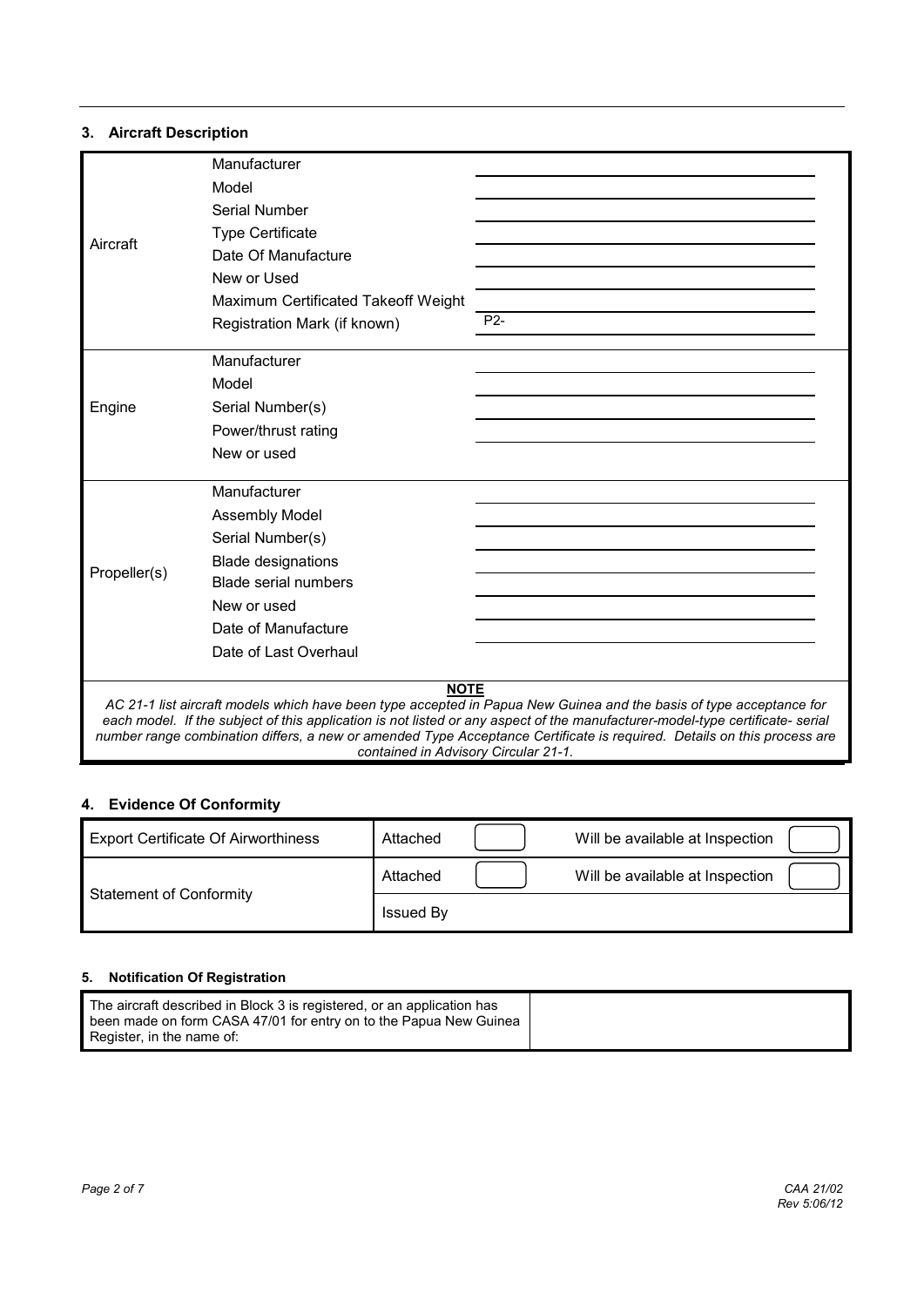### 3. Aircraft Description

| | | |
|---|---|---|
| Aircraft | Manufacturer | |
| | Model | |
| | Serial Number | |
| | Type Certificate | |
| | Date Of Manufacture | |
| | New or Used | |
| | Maximum Certificated Takeoff Weight | |
| | Registration Mark (if known) | P2- |
| Engine | Manufacturer | |
| | Model | |
| | Serial Number(s) | |
| | Power/thrust rating | |
| | New or used | |
| Propeller(s) | Manufacturer | |
| | Assembly Model | |
| | Serial Number(s) | |
| | Blade designations | |
| | Blade serial numbers | |
| | New or used | |
| | Date of Manufacture | |
| | Date of Last Overhaul | |

**NOTE**

*AC 21-1 list aircraft models which have been type accepted in Papua New Guinea and the basis of type acceptance for each model. If the subject of this application is not listed or any aspect of the manufacturer-model-type certificate- serial number range combination differs, a new or amended Type Acceptance Certificate is required. Details on this process are contained in Advisory Circular 21-1.*

### 4. Evidence Of Conformity

| | | | | |
|---|---|---|---|---|
| Export Certificate Of Airworthiness | Attached | | Will be available at Inspection | |
| Statement of Conformity | Attached | | Will be available at Inspection | |
| | Issued By | | | |

### 5. Notification Of Registration

| | |
|---|---|
| The aircraft described in Block 3 is registered, or an application has been made on form CASA 47/01 for entry on to the Papua New Guinea Register, in the name of: | |

CAA 21/02
Rev 5:06/12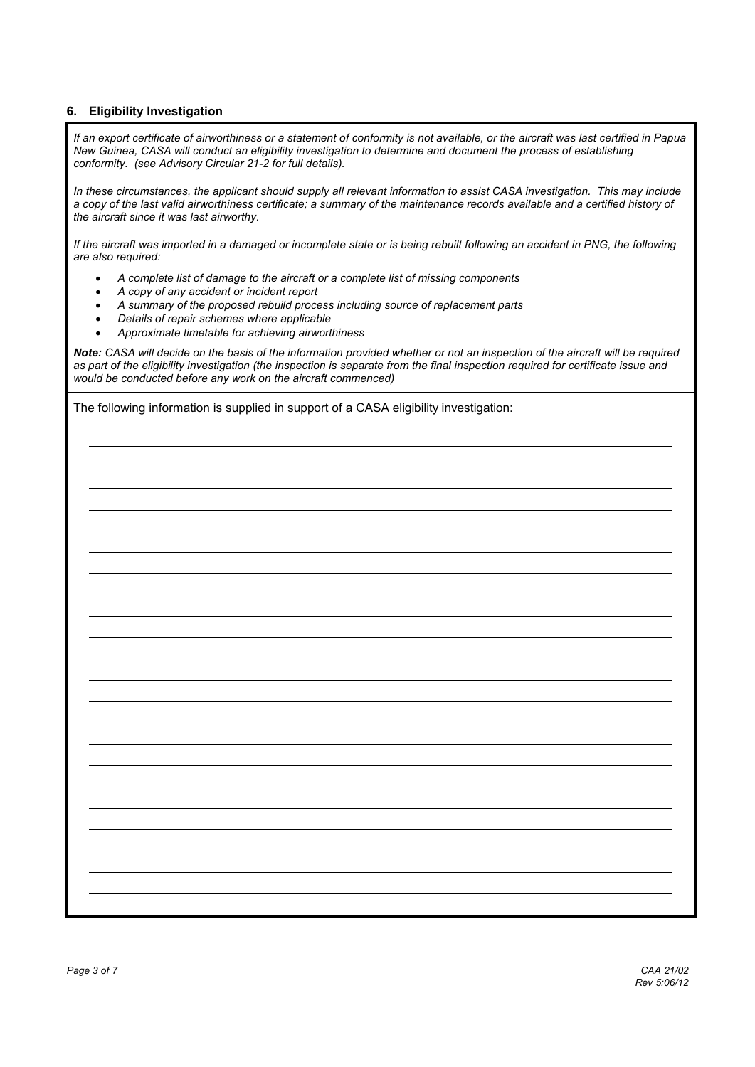## 6. Eligibility Investigation

*If an export certificate of airworthiness or a statement of conformity is not available, or the aircraft was last certified in Papua New Guinea, CASA will conduct an eligibility investigation to determine and document the process of establishing conformity. (see Advisory Circular 21-2 for full details).*

*In these circumstances, the applicant should supply all relevant information to assist CASA investigation. This may include a copy of the last valid airworthiness certificate; a summary of the maintenance records available and a certified history of the aircraft since it was last airworthy.*

*If the aircraft was imported in a damaged or incomplete state or is being rebuilt following an accident in PNG, the following are also required:*

- *A complete list of damage to the aircraft or a complete list of missing components*
- *A copy of any accident or incident report*
- *A summary of the proposed rebuild process including source of replacement parts*
- *Details of repair schemes where applicable*
- *Approximate timetable for achieving airworthiness*

***Note:** CASA will decide on the basis of the information provided whether or not an inspection of the aircraft will be required as part of the eligibility investigation (the inspection is separate from the final inspection required for certificate issue and would be conducted before any work on the aircraft commenced)*

The following information is supplied in support of a CASA eligibility investigation:

_______________________________________________

_______________________________________________

_______________________________________________

_______________________________________________

_______________________________________________

_______________________________________________

_______________________________________________

_______________________________________________

_______________________________________________

_______________________________________________

_______________________________________________

_______________________________________________

_______________________________________________

_______________________________________________

_______________________________________________

_______________________________________________

_______________________________________________

_______________________________________________

_______________________________________________

_______________________________________________

_______________________________________________

_______________________________________________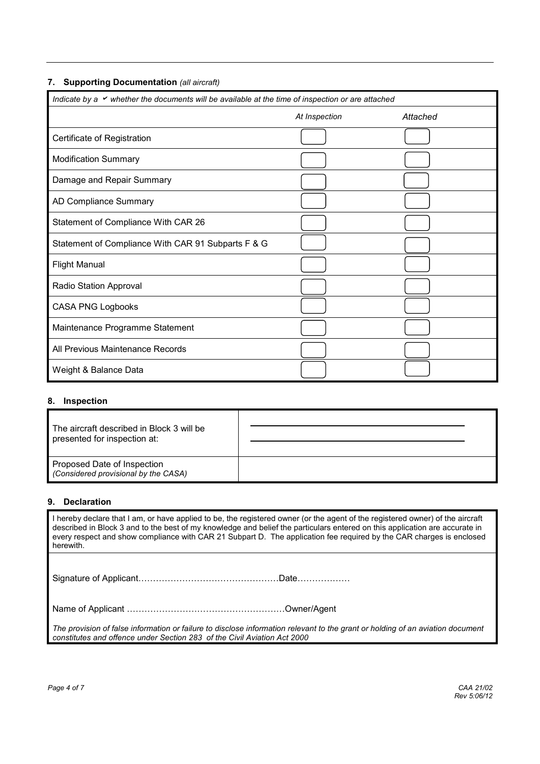## 7. Supporting Documentation *(all aircraft)*

*Indicate by a ✓ whether the documents will be available at the time of inspection or are attached*

| | *At Inspection* | *Attached* |
|---|---|---|
| Certificate of Registration | ☐ | ☐ |
| Modification Summary | ☐ | ☐ |
| Damage and Repair Summary | ☐ | ☐ |
| AD Compliance Summary | ☐ | ☐ |
| Statement of Compliance With CAR 26 | ☐ | ☐ |
| Statement of Compliance With CAR 91 Subparts F & G | ☐ | ☐ |
| Flight Manual | ☐ | ☐ |
| Radio Station Approval | ☐ | ☐ |
| CASA PNG Logbooks | ☐ | ☐ |
| Maintenance Programme Statement | ☐ | ☐ |
| All Previous Maintenance Records | ☐ | ☐ |
| Weight & Balance Data | ☐ | ☐ |

## 8. Inspection

| | |
|---|---|
| The aircraft described in Block 3 will be presented for inspection at: | |
| Proposed Date of Inspection *(Considered provisional by the CASA)* | |

## 9. Declaration

I hereby declare that I am, or have applied to be, the registered owner (or the agent of the registered owner) of the aircraft described in Block 3 and to the best of my knowledge and belief the particulars entered on this application are accurate in every respect and show compliance with CAR 21 Subpart D. The application fee required by the CAR charges is enclosed herewith.

Signature of Applicant………………………………………Date………………

Name of Applicant ……………………………………………Owner/Agent

*The provision of false information or failure to disclose information relevant to the grant or holding of an aviation document constitutes and offence under Section 283 of the Civil Aviation Act 2000*

CAA 21/02
Rev 5:06/12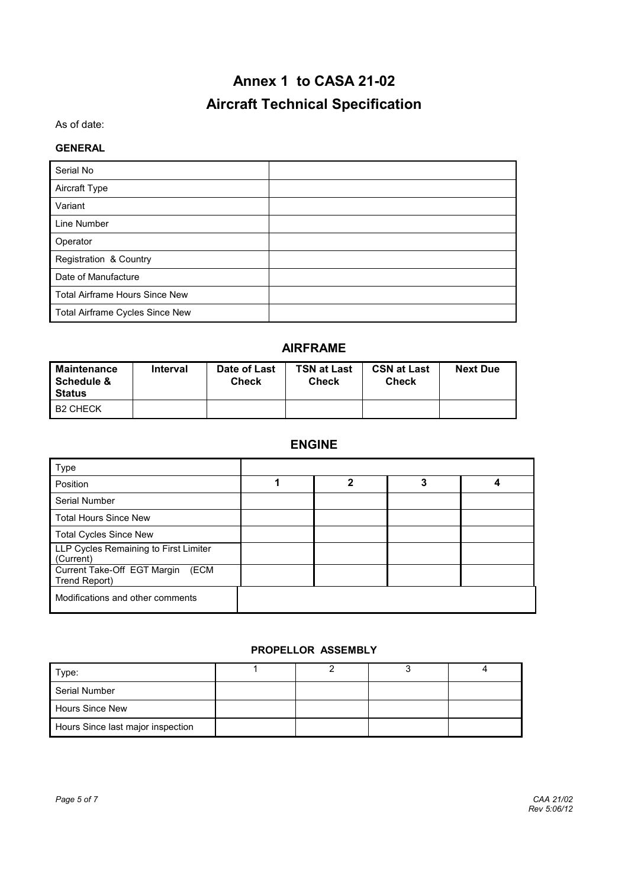# Annex 1 to CASA 21-02

# Aircraft Technical Specification

As of date:

**GENERAL**

| Serial No | |
|---|---|
| Aircraft Type | |
| Variant | |
| Line Number | |
| Operator | |
| Registration & Country | |
| Date of Manufacture | |
| Total Airframe Hours Since New | |
| Total Airframe Cycles Since New | |

## AIRFRAME

| Maintenance Schedule & Status | Interval | Date of Last Check | TSN at Last Check | CSN at Last Check | Next Due |
|---|---|---|---|---|---|
| B2 CHECK | | | | | |

## ENGINE

| Type | | | | |
|---|---|---|---|---|
| Position | 1 | 2 | 3 | 4 |
| Serial Number | | | | |
| Total Hours Since New | | | | |
| Total Cycles Since New | | | | |
| LLP Cycles Remaining to First Limiter (Current) | | | | |
| Current Take-Off EGT Margin (ECM Trend Report) | | | | |
| Modifications and other comments | | | | |

**PROPELLOR ASSEMBLY**

| Type: | 1 | 2 | 3 | 4 |
|---|---|---|---|---|
| Serial Number | | | | |
| Hours Since New | | | | |
| Hours Since last major inspection | | | | |

CAA 21/02
Rev 5:06/12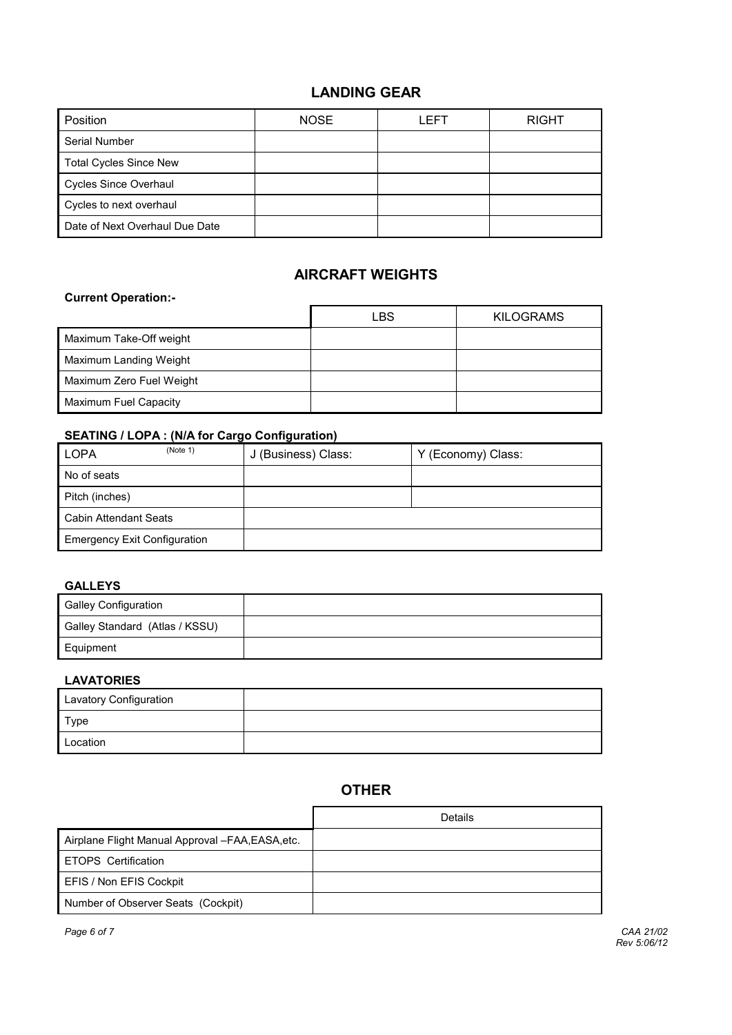## LANDING GEAR

| Position | NOSE | LEFT | RIGHT |
| --- | --- | --- | --- |
| Serial Number | | | |
| Total Cycles Since New | | | |
| Cycles Since Overhaul | | | |
| Cycles to next overhaul | | | |
| Date of Next Overhaul Due Date | | | |

## AIRCRAFT WEIGHTS

**Current Operation:-**

| | LBS | KILOGRAMS |
| --- | --- | --- |
| Maximum Take-Off weight | | |
| Maximum Landing Weight | | |
| Maximum Zero Fuel Weight | | |
| Maximum Fuel Capacity | | |

**SEATING / LOPA : (N/A for Cargo Configuration)**

| LOPA (Note 1) | J (Business) Class: | Y (Economy) Class: |
| --- | --- | --- |
| No of seats | | |
| Pitch (inches) | | |
| Cabin Attendant Seats | | |
| Emergency Exit Configuration | | |

**GALLEYS**

| | |
| --- | --- |
| Galley Configuration | |
| Galley Standard (Atlas / KSSU) | |
| Equipment | |

**LAVATORIES**

| | |
| --- | --- |
| Lavatory Configuration | |
| Type | |
| Location | |

## OTHER

| | Details |
| --- | --- |
| Airplane Flight Manual Approval –FAA,EASA,etc. | |
| ETOPS Certification | |
| EFIS / Non EFIS Cockpit | |
| Number of Observer Seats (Cockpit) | |

*CAA 21/02*
*Rev 5:06/12*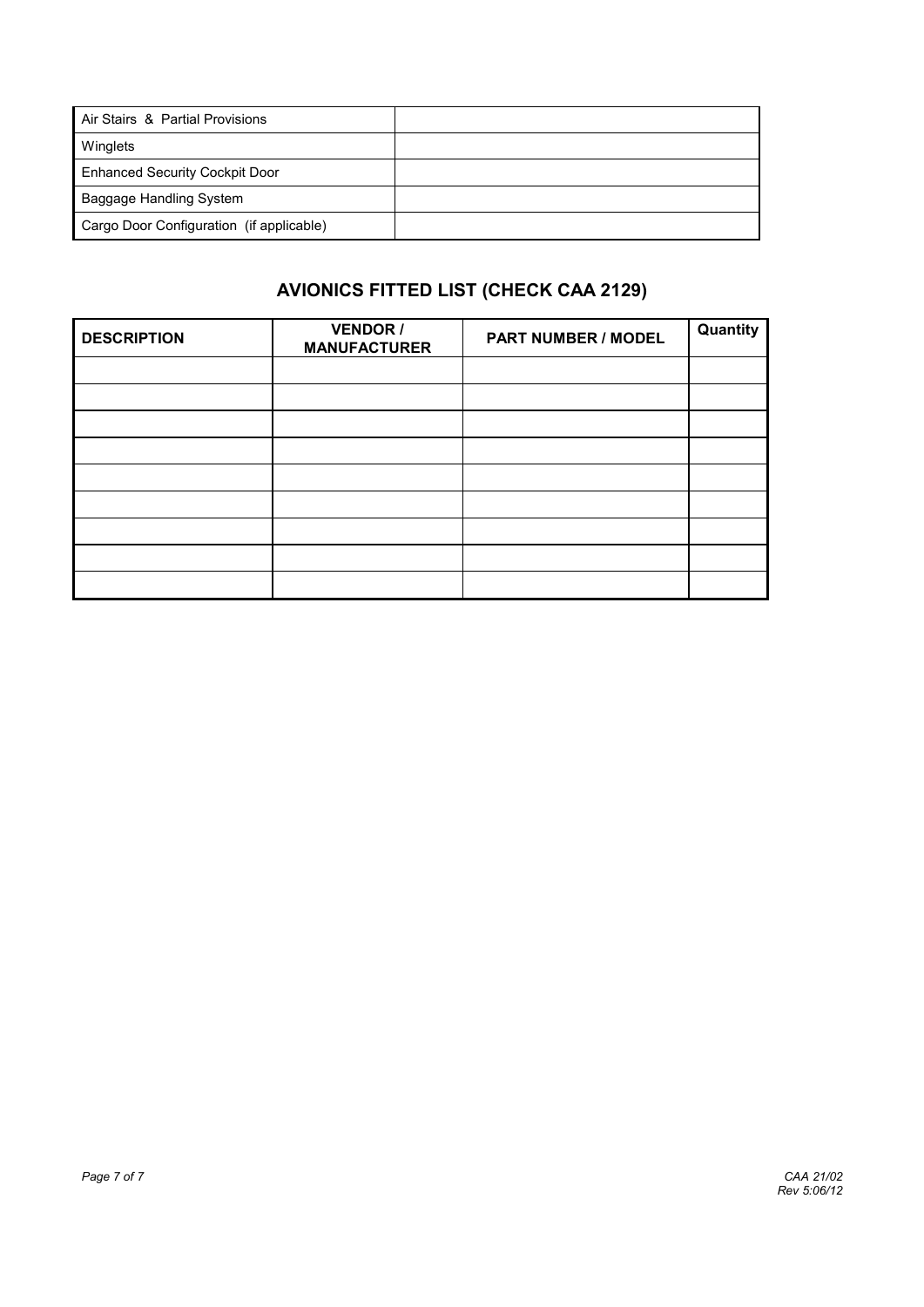| | |
|---|---|
| Air Stairs & Partial Provisions | |
| Winglets | |
| Enhanced Security Cockpit Door | |
| Baggage Handling System | |
| Cargo Door Configuration (if applicable) | |

## AVIONICS FITTED LIST (CHECK CAA 2129)

| DESCRIPTION | VENDOR / MANUFACTURER | PART NUMBER / MODEL | Quantity |
|---|---|---|---|
| | | | |
| | | | |
| | | | |
| | | | |
| | | | |
| | | | |
| | | | |
| | | | |
| | | | |

*CAA 21/02*
*Rev 5:06/12*